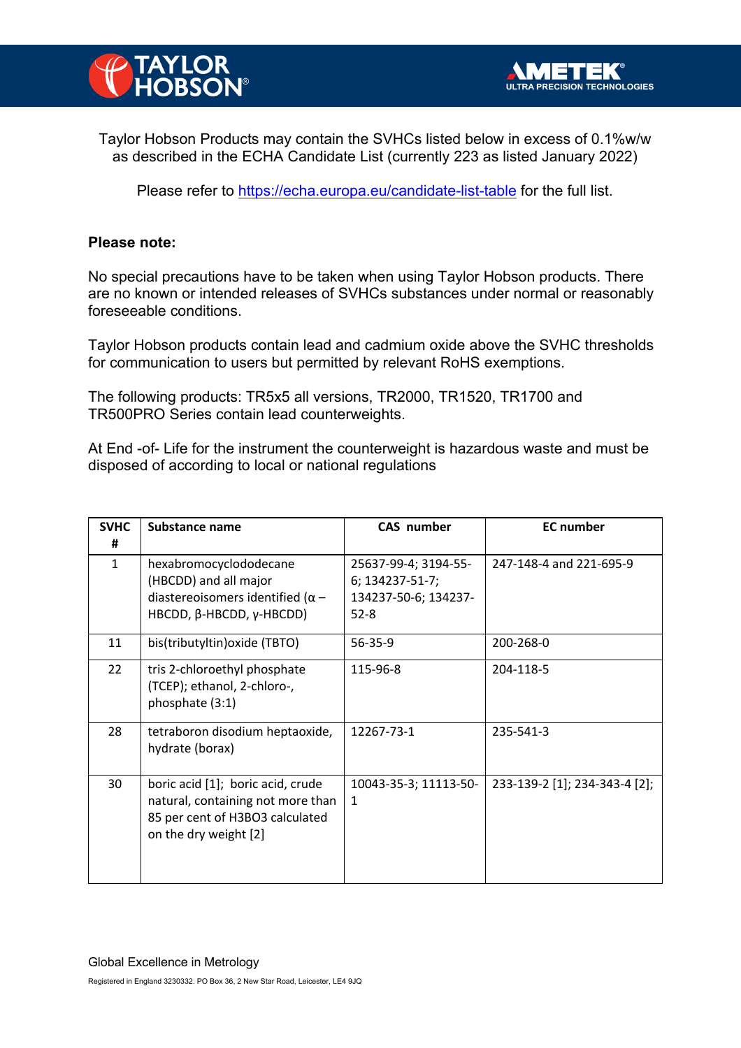Taylor Hobson Products may contain the SVHCs listed below in excess of 0.1%w/w as described in the ECHA Candidate List (currently 223 as listed January 2022)

Please refer to https://echa.europa.eu/candidate-list-table for the full list.

**Please note:**

No special precautions have to be taken when using Taylor Hobson products. There are no known or intended releases of SVHCs substances under normal or reasonably foreseeable conditions.

Taylor Hobson products contain lead and cadmium oxide above the SVHC thresholds for communication to users but permitted by relevant RoHS exemptions.

The following products: TR5x5 all versions, TR2000, TR1520, TR1700 and TR500PRO Series contain lead counterweights.

At End -of- Life for the instrument the counterweight is hazardous waste and must be disposed of according to local or national regulations

| SVHC # | Substance name | CAS number | EC number |
|---|---|---|---|
| 1 | hexabromocyclododecane (HBCDD) and all major diastereoisomers identified (α – HBCDD, β-HBCDD, γ-HBCDD) | 25637-99-4; 3194-55-6; 134237-51-7; 134237-50-6; 134237-52-8 | 247-148-4 and 221-695-9 |
| 11 | bis(tributyltin)oxide (TBTO) | 56-35-9 | 200-268-0 |
| 22 | tris 2-chloroethyl phosphate (TCEP); ethanol, 2-chloro-, phosphate (3:1) | 115-96-8 | 204-118-5 |
| 28 | tetraboron disodium heptaoxide, hydrate (borax) | 12267-73-1 | 235-541-3 |
| 30 | boric acid [1]; boric acid, crude natural, containing not more than 85 per cent of $H_3BO_3$ calculated on the dry weight [2] | 10043-35-3; 11113-50-1 | 233-139-2 [1]; 234-343-4 [2]; |

Global Excellence in Metrology

Registered in England 3230332. PO Box 36, 2 New Star Road, Leicester, LE4 9JQ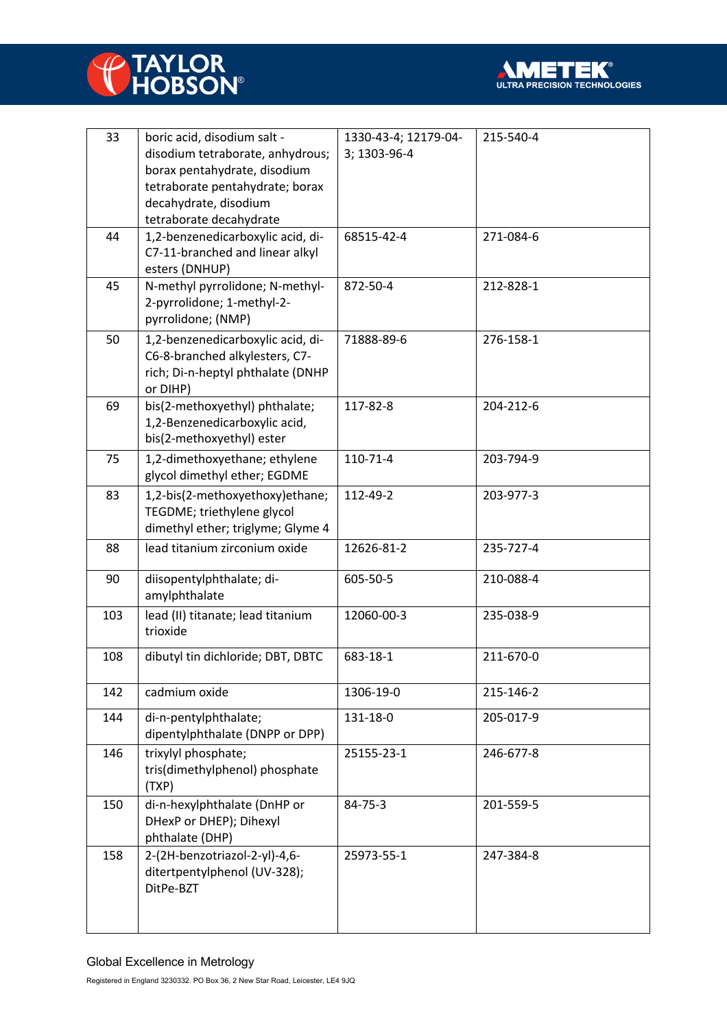| 33 | boric acid, disodium salt - disodium tetraborate, anhydrous; borax pentahydrate, disodium tetraborate pentahydrate; borax decahydrate, disodium tetraborate decahydrate | 1330-43-4; 12179-04-3; 1303-96-4 | 215-540-4 |
|---|---|---|---|
| 44 | 1,2-benzenedicarboxylic acid, di-C7-11-branched and linear alkyl esters (DNHUP) | 68515-42-4 | 271-084-6 |
| 45 | N-methyl pyrrolidone; N-methyl-2-pyrrolidone; 1-methyl-2-pyrrolidone; (NMP) | 872-50-4 | 212-828-1 |
| 50 | 1,2-benzenedicarboxylic acid, di-C6-8-branched alkylesters, C7-rich; Di-n-heptyl phthalate (DNHP or DIHP) | 71888-89-6 | 276-158-1 |
| 69 | bis(2-methoxyethyl) phthalate; 1,2-Benzenedicarboxylic acid, bis(2-methoxyethyl) ester | 117-82-8 | 204-212-6 |
| 75 | 1,2-dimethoxyethane; ethylene glycol dimethyl ether; EGDME | 110-71-4 | 203-794-9 |
| 83 | 1,2-bis(2-methoxyethoxy)ethane; TEGDME; triethylene glycol dimethyl ether; triglyme; Glyme 4 | 112-49-2 | 203-977-3 |
| 88 | lead titanium zirconium oxide | 12626-81-2 | 235-727-4 |
| 90 | diisopentylphthalate; di-amylphthalate | 605-50-5 | 210-088-4 |
| 103 | lead (II) titanate; lead titanium trioxide | 12060-00-3 | 235-038-9 |
| 108 | dibutyl tin dichloride; DBT, DBTC | 683-18-1 | 211-670-0 |
| 142 | cadmium oxide | 1306-19-0 | 215-146-2 |
| 144 | di-n-pentylphthalate; dipentylphthalate (DNPP or DPP) | 131-18-0 | 205-017-9 |
| 146 | trixylyl phosphate; tris(dimethylphenol) phosphate (TXP) | 25155-23-1 | 246-677-8 |
| 150 | di-n-hexylphthalate (DnHP or DHexP or DHEP); Dihexyl phthalate (DHP) | 84-75-3 | 201-559-5 |
| 158 | 2-(2H-benzotriazol-2-yl)-4,6-ditertpentylphenol (UV-328); DitPe-BZT | 25973-55-1 | 247-384-8 |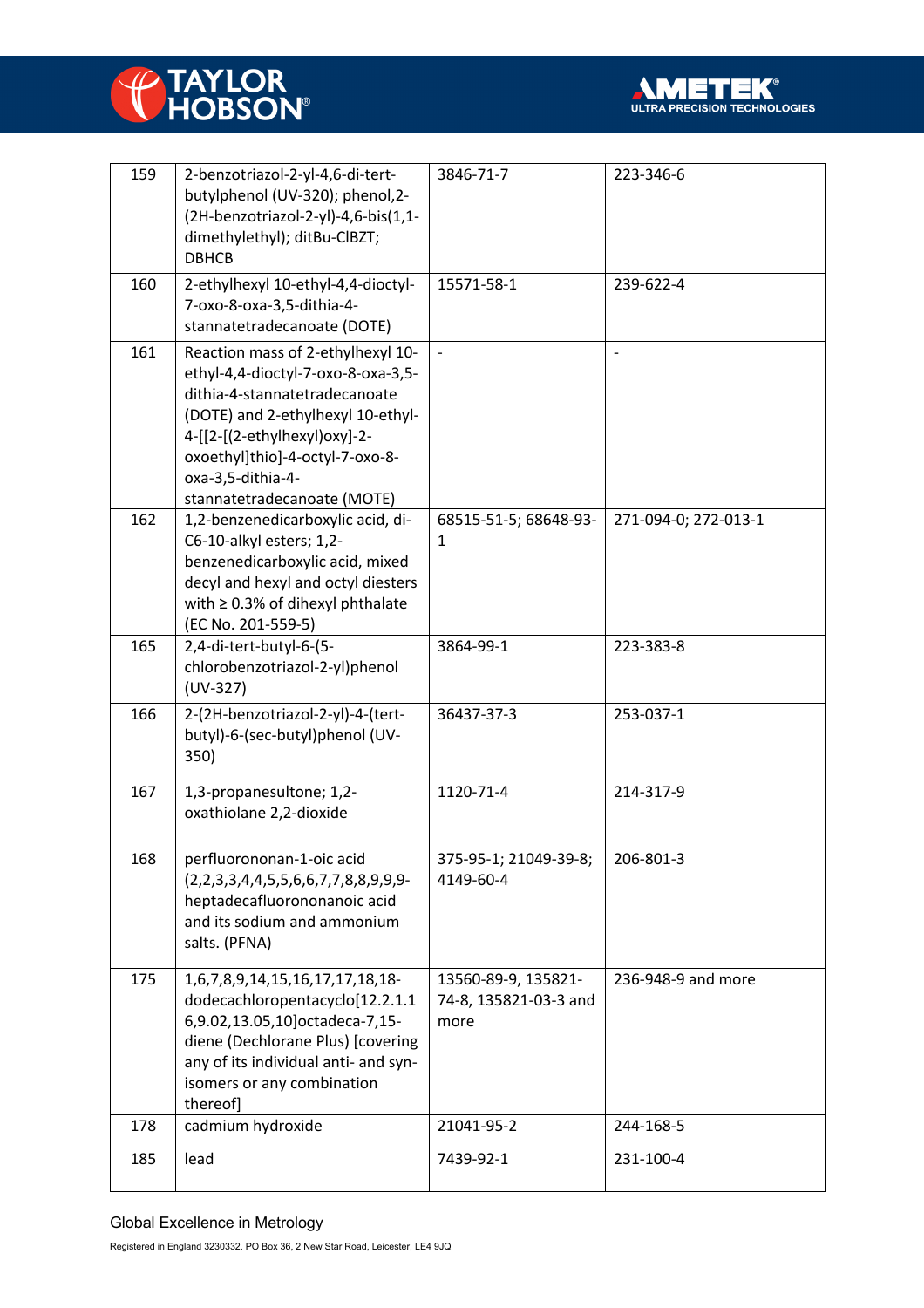| 159 | 2-benzotriazol-2-yl-4,6-di-tert-butylphenol (UV-320); phenol,2-(2H-benzotriazol-2-yl)-4,6-bis(1,1-dimethylethyl); ditBu-ClBZT; DBHCB | 3846-71-7 | 223-346-6 |
|---|---|---|---|
| 160 | 2-ethylhexyl 10-ethyl-4,4-dioctyl-7-oxo-8-oxa-3,5-dithia-4-stannatetradecanoate (DOTE) | 15571-58-1 | 239-622-4 |
| 161 | Reaction mass of 2-ethylhexyl 10-ethyl-4,4-dioctyl-7-oxo-8-oxa-3,5-dithia-4-stannatetradecanoate (DOTE) and 2-ethylhexyl 10-ethyl-4-[[2-[(2-ethylhexyl)oxy]-2-oxoethyl]thio]-4-octyl-7-oxo-8-oxa-3,5-dithia-4-stannatetradecanoate (MOTE) | - | - |
| 162 | 1,2-benzenedicarboxylic acid, di-C6-10-alkyl esters; 1,2-benzenedicarboxylic acid, mixed decyl and hexyl and octyl diesters with ≥ 0.3% of dihexyl phthalate (EC No. 201-559-5) | 68515-51-5; 68648-93-1 | 271-094-0; 272-013-1 |
| 165 | 2,4-di-tert-butyl-6-(5-chlorobenzotriazol-2-yl)phenol (UV-327) | 3864-99-1 | 223-383-8 |
| 166 | 2-(2H-benzotriazol-2-yl)-4-(tert-butyl)-6-(sec-butyl)phenol (UV-350) | 36437-37-3 | 253-037-1 |
| 167 | 1,3-propanesultone; 1,2-oxathiolane 2,2-dioxide | 1120-71-4 | 214-317-9 |
| 168 | perfluorononan-1-oic acid (2,2,3,3,4,4,5,5,6,6,7,7,8,8,9,9,9-heptadecafluorononanoic acid and its sodium and ammonium salts. (PFNA) | 375-95-1; 21049-39-8; 4149-60-4 | 206-801-3 |
| 175 | 1,6,7,8,9,14,15,16,17,17,18,18-dodecachloropentacyclo[12.2.1.16,9.02,13.05,10]octadeca-7,15-diene (Dechlorane Plus) [covering any of its individual anti- and syn-isomers or any combination thereof] | 13560-89-9, 135821-74-8, 135821-03-3 and more | 236-948-9 and more |
| 178 | cadmium hydroxide | 21041-95-2 | 244-168-5 |
| 185 | lead | 7439-92-1 | 231-100-4 |

Global Excellence in Metrology

Registered in England 3230332. PO Box 36, 2 New Star Road, Leicester, LE4 9JQ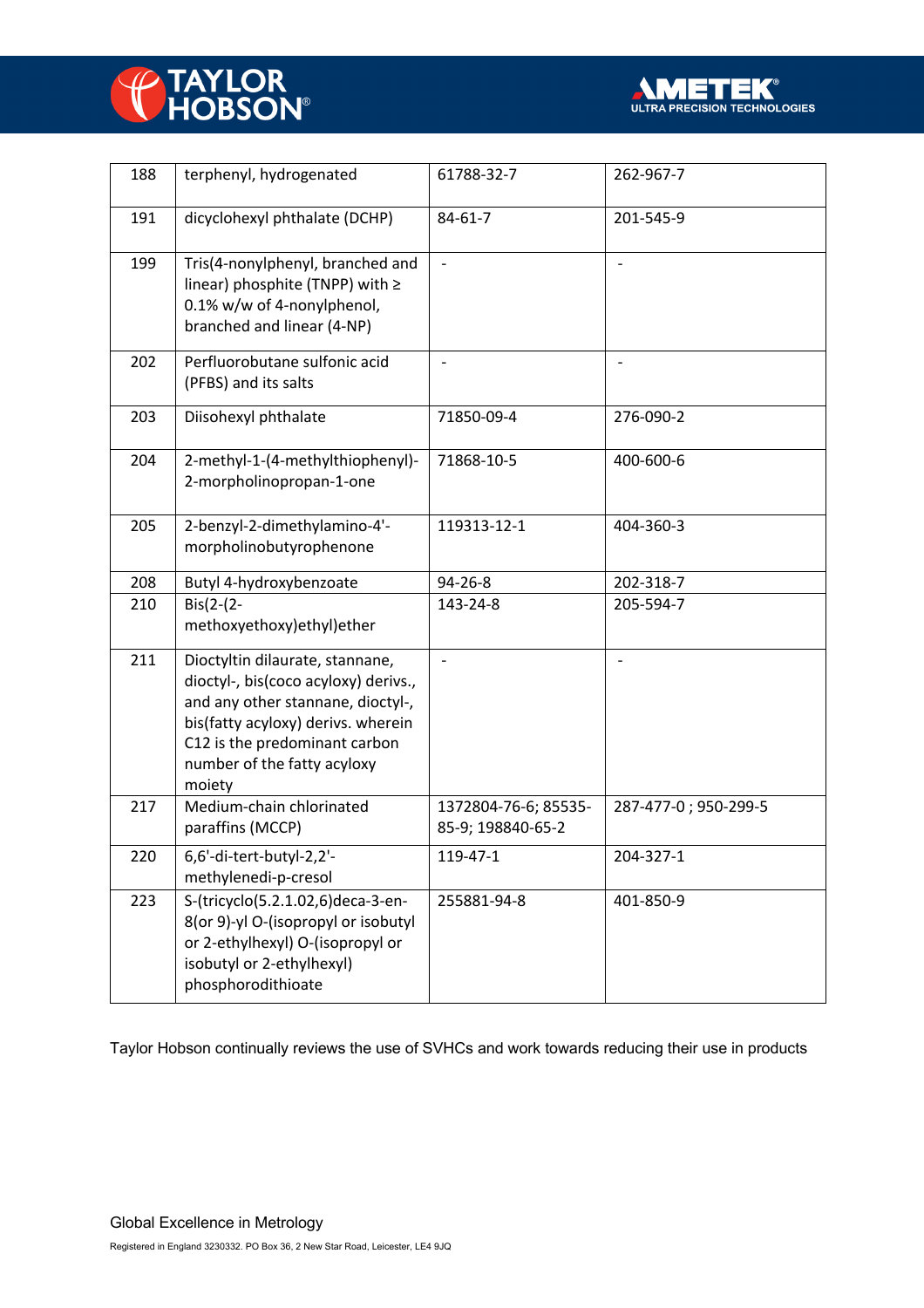| | | | |
|---|---|---|---|
| 188 | terphenyl, hydrogenated | 61788-32-7 | 262-967-7 |
| 191 | dicyclohexyl phthalate (DCHP) | 84-61-7 | 201-545-9 |
| 199 | Tris(4-nonylphenyl, branched and linear) phosphite (TNPP) with ≥ 0.1% w/w of 4-nonylphenol, branched and linear (4-NP) | - | - |
| 202 | Perfluorobutane sulfonic acid (PFBS) and its salts | - | - |
| 203 | Diisohexyl phthalate | 71850-09-4 | 276-090-2 |
| 204 | 2-methyl-1-(4-methylthiophenyl)-2-morpholinopropan-1-one | 71868-10-5 | 400-600-6 |
| 205 | 2-benzyl-2-dimethylamino-4'-morpholinobutyrophenone | 119313-12-1 | 404-360-3 |
| 208 | Butyl 4-hydroxybenzoate | 94-26-8 | 202-318-7 |
| 210 | Bis(2-(2-methoxyethoxy)ethyl)ether | 143-24-8 | 205-594-7 |
| 211 | Dioctyltin dilaurate, stannane, dioctyl-, bis(coco acyloxy) derivs., and any other stannane, dioctyl-, bis(fatty acyloxy) derivs. wherein C12 is the predominant carbon number of the fatty acyloxy moiety | - | - |
| 217 | Medium-chain chlorinated paraffins (MCCP) | 1372804-76-6; 85535-85-9; 198840-65-2 | 287-477-0 ; 950-299-5 |
| 220 | 6,6'-di-tert-butyl-2,2'-methylenedi-p-cresol | 119-47-1 | 204-327-1 |
| 223 | S-(tricyclo(5.2.1.02,6)deca-3-en-8(or 9)-yl O-(isopropyl or isobutyl or 2-ethylhexyl) O-(isopropyl or isobutyl or 2-ethylhexyl) phosphorodithioate | 255881-94-8 | 401-850-9 |

Taylor Hobson continually reviews the use of SVHCs and work towards reducing their use in products